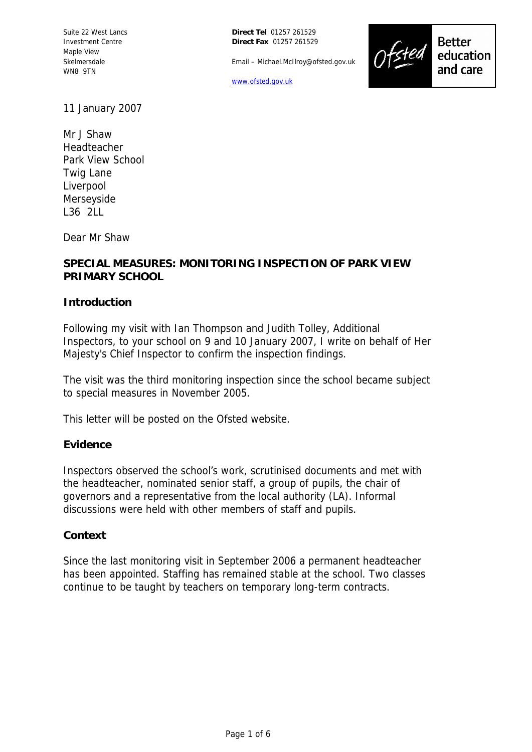Suite 22 West Lancs Investment Centre
Maple View
Skelmersdale
WN8 9TN

**Direct Tel** 01257 261529
**Direct Fax** 01257 261529

Email – Michael.McIlroy@ofsted.gov.uk

www.ofsted.gov.uk

Ofsted Better education and care

11 January 2007

Mr J Shaw
Headteacher
Park View School
Twig Lane
Liverpool
Merseyside
L36 2LL

Dear Mr Shaw

**SPECIAL MEASURES: MONITORING INSPECTION OF PARK VIEW PRIMARY SCHOOL**

## Introduction

Following my visit with Ian Thompson and Judith Tolley, Additional Inspectors, to your school on 9 and 10 January 2007, I write on behalf of Her Majesty's Chief Inspector to confirm the inspection findings.

The visit was the third monitoring inspection since the school became subject to special measures in November 2005.

This letter will be posted on the Ofsted website.

## Evidence

Inspectors observed the school's work, scrutinised documents and met with the headteacher, nominated senior staff, a group of pupils, the chair of governors and a representative from the local authority (LA). Informal discussions were held with other members of staff and pupils.

## Context

Since the last monitoring visit in September 2006 a permanent headteacher has been appointed. Staffing has remained stable at the school. Two classes continue to be taught by teachers on temporary long-term contracts.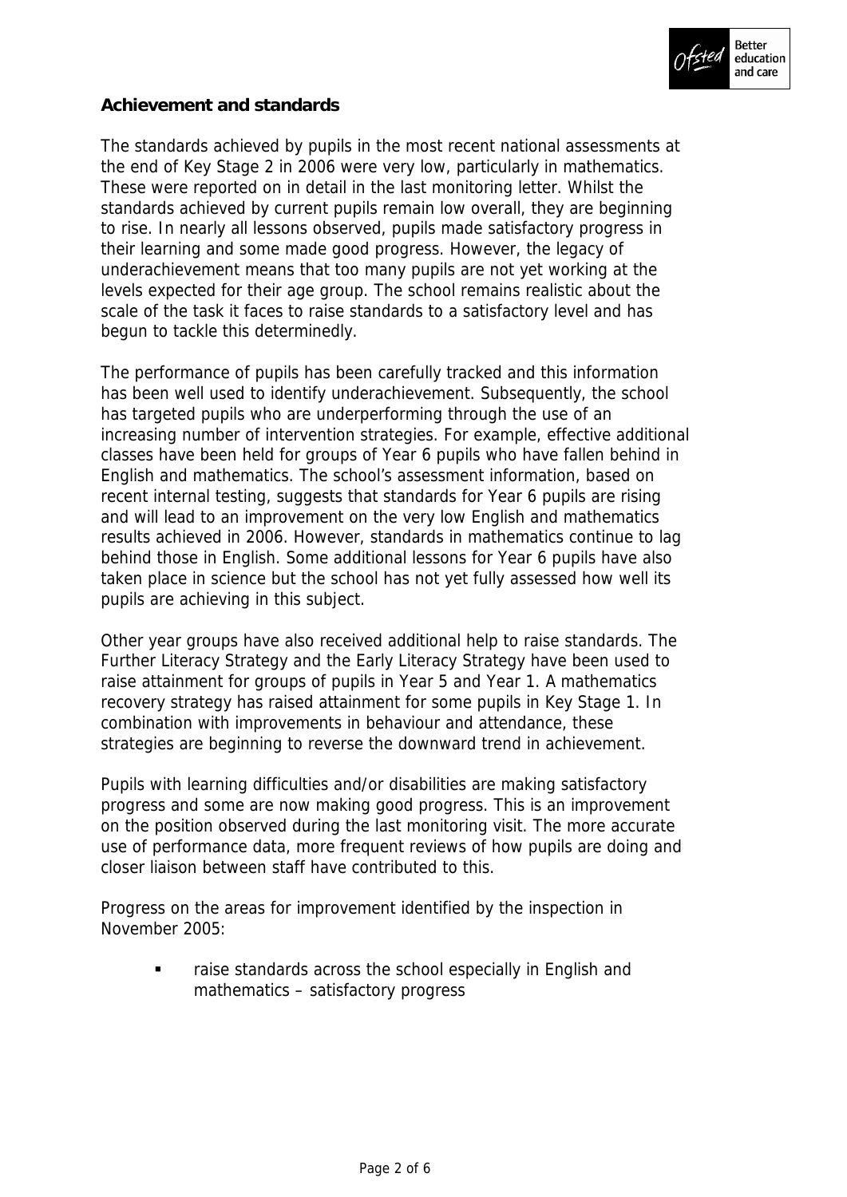**Achievement and standards**

The standards achieved by pupils in the most recent national assessments at the end of Key Stage 2 in 2006 were very low, particularly in mathematics. These were reported on in detail in the last monitoring letter. Whilst the standards achieved by current pupils remain low overall, they are beginning to rise. In nearly all lessons observed, pupils made satisfactory progress in their learning and some made good progress. However, the legacy of underachievement means that too many pupils are not yet working at the levels expected for their age group. The school remains realistic about the scale of the task it faces to raise standards to a satisfactory level and has begun to tackle this determinedly.

The performance of pupils has been carefully tracked and this information has been well used to identify underachievement. Subsequently, the school has targeted pupils who are underperforming through the use of an increasing number of intervention strategies. For example, effective additional classes have been held for groups of Year 6 pupils who have fallen behind in English and mathematics. The school's assessment information, based on recent internal testing, suggests that standards for Year 6 pupils are rising and will lead to an improvement on the very low English and mathematics results achieved in 2006. However, standards in mathematics continue to lag behind those in English. Some additional lessons for Year 6 pupils have also taken place in science but the school has not yet fully assessed how well its pupils are achieving in this subject.

Other year groups have also received additional help to raise standards. The Further Literacy Strategy and the Early Literacy Strategy have been used to raise attainment for groups of pupils in Year 5 and Year 1. A mathematics recovery strategy has raised attainment for some pupils in Key Stage 1. In combination with improvements in behaviour and attendance, these strategies are beginning to reverse the downward trend in achievement.

Pupils with learning difficulties and/or disabilities are making satisfactory progress and some are now making good progress. This is an improvement on the position observed during the last monitoring visit. The more accurate use of performance data, more frequent reviews of how pupils are doing and closer liaison between staff have contributed to this.

Progress on the areas for improvement identified by the inspection in November 2005:

- raise standards across the school especially in English and mathematics – satisfactory progress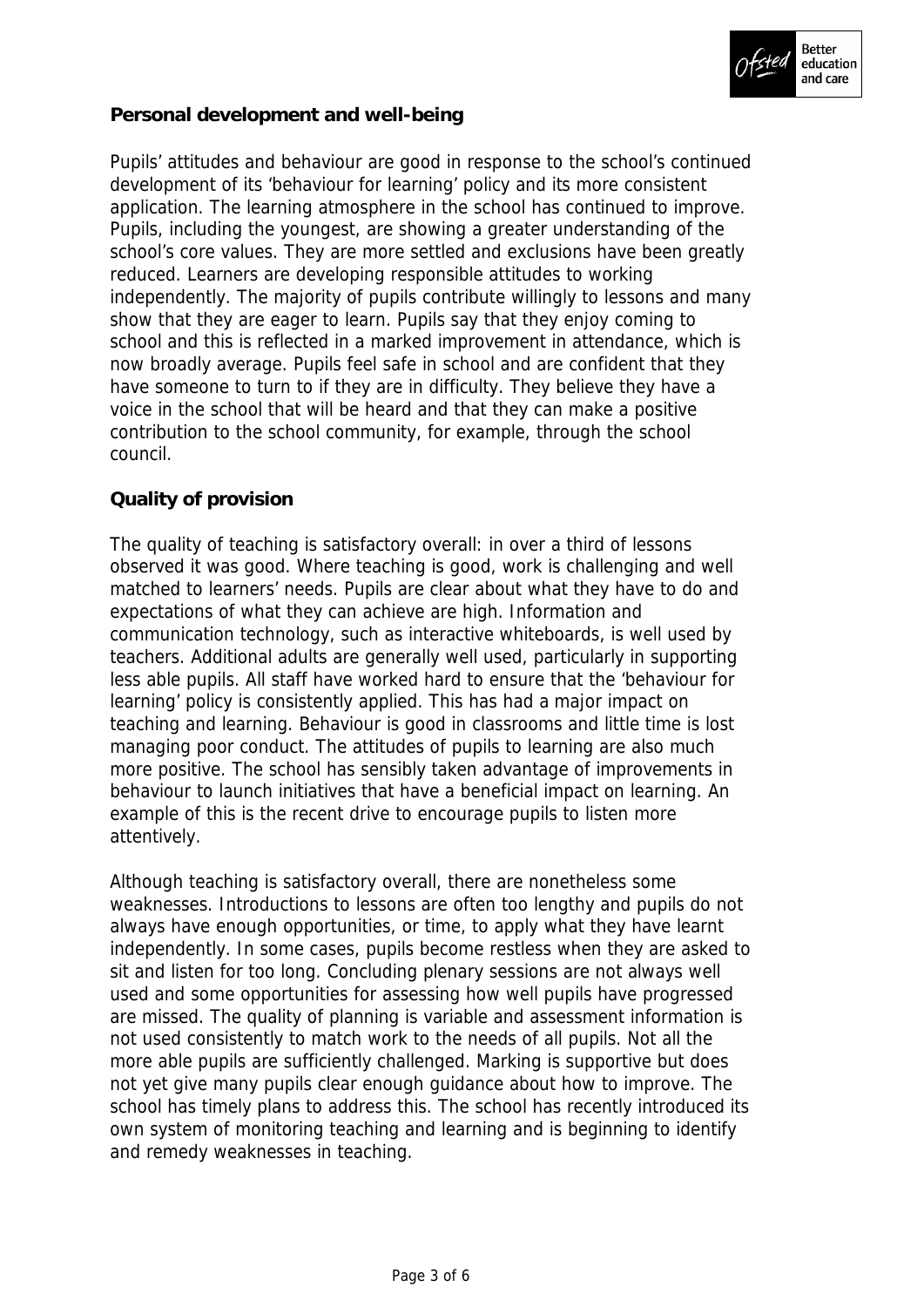## Personal development and well-being

Pupils' attitudes and behaviour are good in response to the school's continued development of its 'behaviour for learning' policy and its more consistent application. The learning atmosphere in the school has continued to improve. Pupils, including the youngest, are showing a greater understanding of the school's core values. They are more settled and exclusions have been greatly reduced. Learners are developing responsible attitudes to working independently. The majority of pupils contribute willingly to lessons and many show that they are eager to learn. Pupils say that they enjoy coming to school and this is reflected in a marked improvement in attendance, which is now broadly average. Pupils feel safe in school and are confident that they have someone to turn to if they are in difficulty. They believe they have a voice in the school that will be heard and that they can make a positive contribution to the school community, for example, through the school council.

## Quality of provision

The quality of teaching is satisfactory overall: in over a third of lessons observed it was good. Where teaching is good, work is challenging and well matched to learners' needs. Pupils are clear about what they have to do and expectations of what they can achieve are high. Information and communication technology, such as interactive whiteboards, is well used by teachers. Additional adults are generally well used, particularly in supporting less able pupils. All staff have worked hard to ensure that the 'behaviour for learning' policy is consistently applied. This has had a major impact on teaching and learning. Behaviour is good in classrooms and little time is lost managing poor conduct. The attitudes of pupils to learning are also much more positive. The school has sensibly taken advantage of improvements in behaviour to launch initiatives that have a beneficial impact on learning. An example of this is the recent drive to encourage pupils to listen more attentively.

Although teaching is satisfactory overall, there are nonetheless some weaknesses. Introductions to lessons are often too lengthy and pupils do not always have enough opportunities, or time, to apply what they have learnt independently. In some cases, pupils become restless when they are asked to sit and listen for too long. Concluding plenary sessions are not always well used and some opportunities for assessing how well pupils have progressed are missed. The quality of planning is variable and assessment information is not used consistently to match work to the needs of all pupils. Not all the more able pupils are sufficiently challenged. Marking is supportive but does not yet give many pupils clear enough guidance about how to improve. The school has timely plans to address this. The school has recently introduced its own system of monitoring teaching and learning and is beginning to identify and remedy weaknesses in teaching.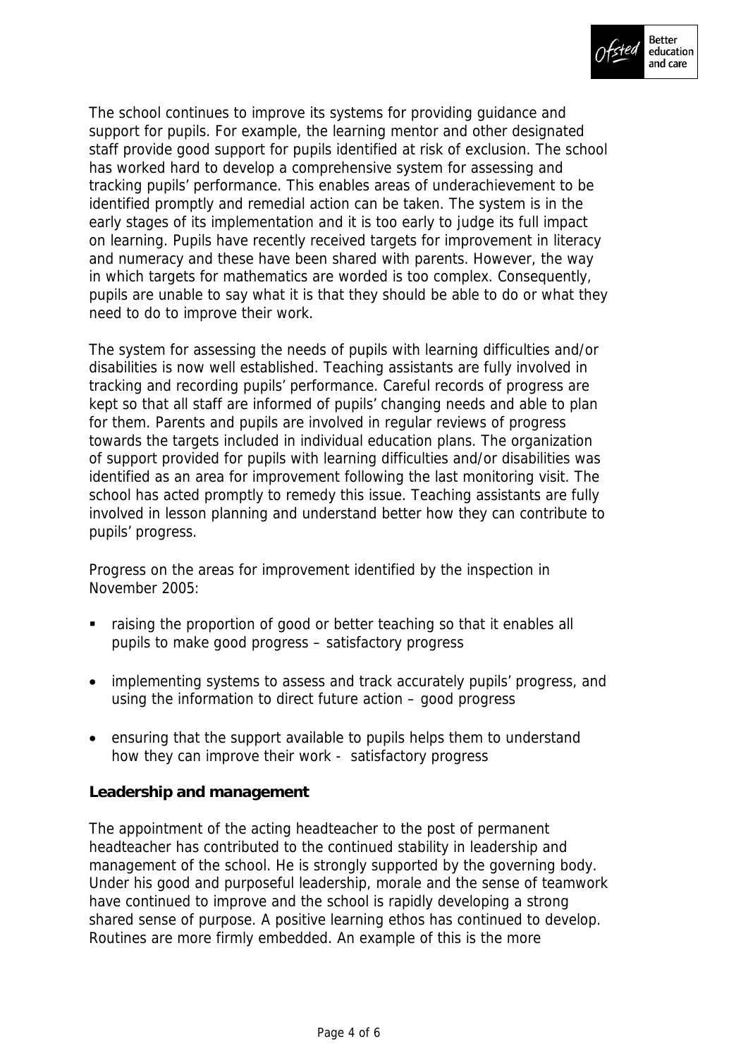The school continues to improve its systems for providing guidance and support for pupils. For example, the learning mentor and other designated staff provide good support for pupils identified at risk of exclusion. The school has worked hard to develop a comprehensive system for assessing and tracking pupils' performance. This enables areas of underachievement to be identified promptly and remedial action can be taken. The system is in the early stages of its implementation and it is too early to judge its full impact on learning. Pupils have recently received targets for improvement in literacy and numeracy and these have been shared with parents. However, the way in which targets for mathematics are worded is too complex. Consequently, pupils are unable to say what it is that they should be able to do or what they need to do to improve their work.

The system for assessing the needs of pupils with learning difficulties and/or disabilities is now well established. Teaching assistants are fully involved in tracking and recording pupils' performance. Careful records of progress are kept so that all staff are informed of pupils' changing needs and able to plan for them. Parents and pupils are involved in regular reviews of progress towards the targets included in individual education plans. The organization of support provided for pupils with learning difficulties and/or disabilities was identified as an area for improvement following the last monitoring visit. The school has acted promptly to remedy this issue. Teaching assistants are fully involved in lesson planning and understand better how they can contribute to pupils' progress.

Progress on the areas for improvement identified by the inspection in November 2005:

- raising the proportion of good or better teaching so that it enables all pupils to make good progress – satisfactory progress
- implementing systems to assess and track accurately pupils' progress, and using the information to direct future action – good progress
- ensuring that the support available to pupils helps them to understand how they can improve their work - satisfactory progress

**Leadership and management**

The appointment of the acting headteacher to the post of permanent headteacher has contributed to the continued stability in leadership and management of the school. He is strongly supported by the governing body. Under his good and purposeful leadership, morale and the sense of teamwork have continued to improve and the school is rapidly developing a strong shared sense of purpose. A positive learning ethos has continued to develop. Routines are more firmly embedded. An example of this is the more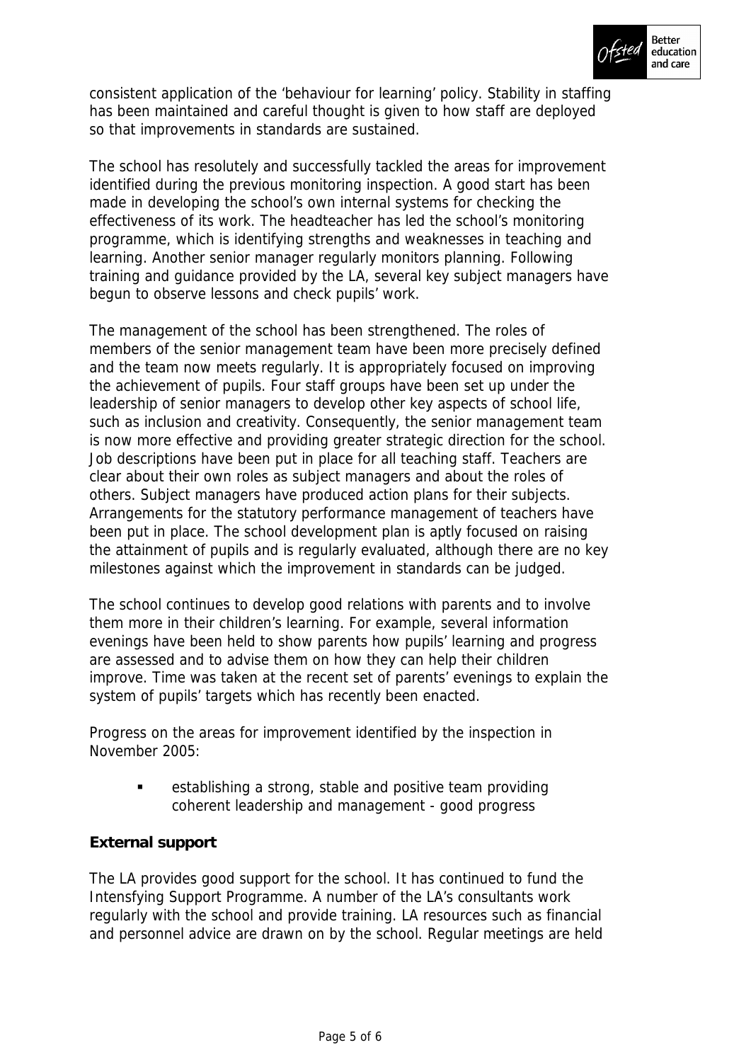consistent application of the 'behaviour for learning' policy. Stability in staffing has been maintained and careful thought is given to how staff are deployed so that improvements in standards are sustained.

The school has resolutely and successfully tackled the areas for improvement identified during the previous monitoring inspection. A good start has been made in developing the school's own internal systems for checking the effectiveness of its work. The headteacher has led the school's monitoring programme, which is identifying strengths and weaknesses in teaching and learning. Another senior manager regularly monitors planning. Following training and guidance provided by the LA, several key subject managers have begun to observe lessons and check pupils' work.

The management of the school has been strengthened. The roles of members of the senior management team have been more precisely defined and the team now meets regularly. It is appropriately focused on improving the achievement of pupils. Four staff groups have been set up under the leadership of senior managers to develop other key aspects of school life, such as inclusion and creativity. Consequently, the senior management team is now more effective and providing greater strategic direction for the school. Job descriptions have been put in place for all teaching staff. Teachers are clear about their own roles as subject managers and about the roles of others. Subject managers have produced action plans for their subjects. Arrangements for the statutory performance management of teachers have been put in place. The school development plan is aptly focused on raising the attainment of pupils and is regularly evaluated, although there are no key milestones against which the improvement in standards can be judged.

The school continues to develop good relations with parents and to involve them more in their children's learning. For example, several information evenings have been held to show parents how pupils' learning and progress are assessed and to advise them on how they can help their children improve. Time was taken at the recent set of parents' evenings to explain the system of pupils' targets which has recently been enacted.

Progress on the areas for improvement identified by the inspection in November 2005:

- establishing a strong, stable and positive team providing coherent leadership and management - good progress

**External support**

The LA provides good support for the school. It has continued to fund the Intensfying Support Programme. A number of the LA's consultants work regularly with the school and provide training. LA resources such as financial and personnel advice are drawn on by the school. Regular meetings are held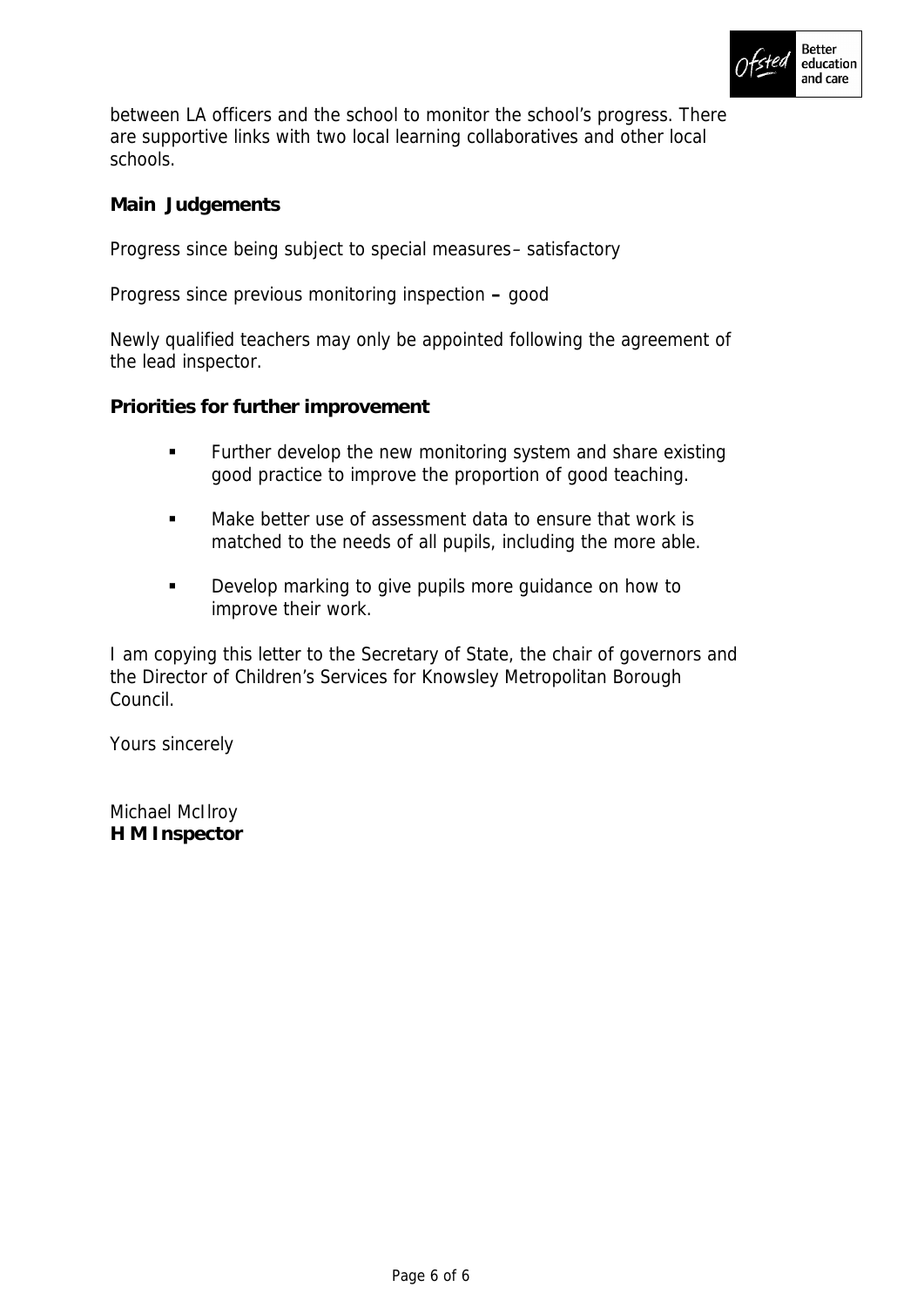between LA officers and the school to monitor the school's progress. There are supportive links with two local learning collaboratives and other local schools.

**Main Judgements**

Progress since being subject to special measures– satisfactory

Progress since previous monitoring inspection **–** good

Newly qualified teachers may only be appointed following the agreement of the lead inspector.

**Priorities for further improvement**

- Further develop the new monitoring system and share existing good practice to improve the proportion of good teaching.
- Make better use of assessment data to ensure that work is matched to the needs of all pupils, including the more able.
- Develop marking to give pupils more guidance on how to improve their work.

I am copying this letter to the Secretary of State, the chair of governors and the Director of Children's Services for Knowsley Metropolitan Borough Council.

Yours sincerely

Michael McIlroy
**H M Inspector**